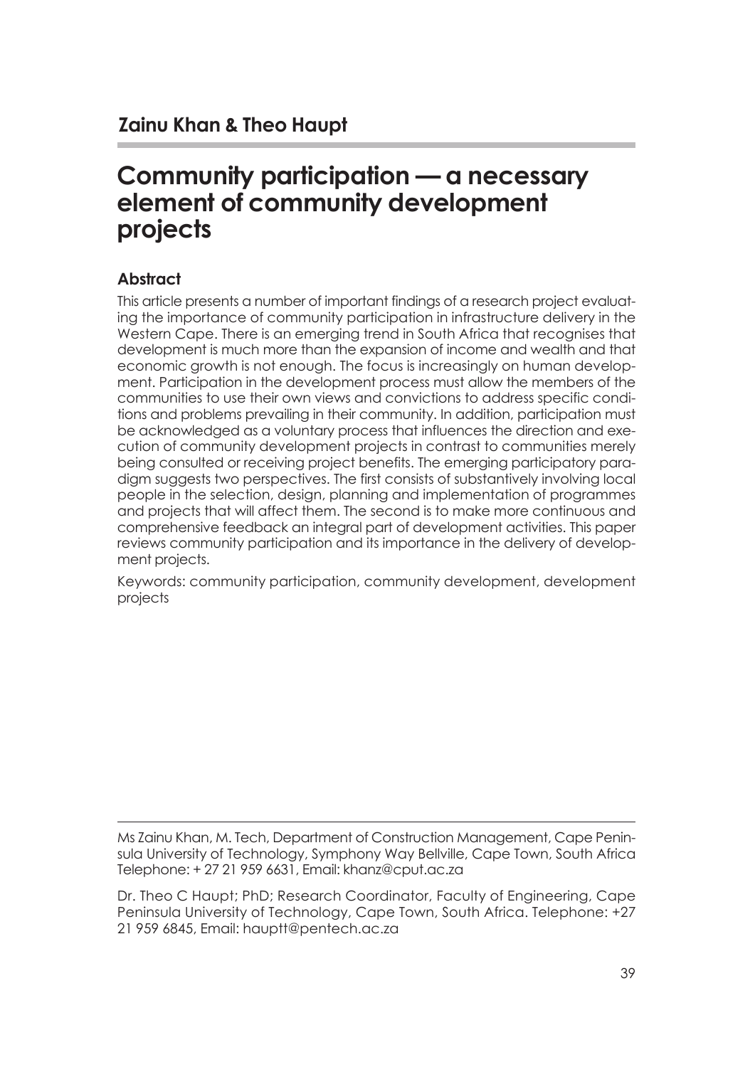**Zainu Khan & Theo Haupt**

# Community participation — a necessary element of community development projects

## Abstract

This article presents a number of important findings of a research project evaluating the importance of community participation in infrastructure delivery in the Western Cape. There is an emerging trend in South Africa that recognises that development is much more than the expansion of income and wealth and that economic growth is not enough. The focus is increasingly on human development. Participation in the development process must allow the members of the communities to use their own views and convictions to address specific conditions and problems prevailing in their community. In addition, participation must be acknowledged as a voluntary process that influences the direction and execution of community development projects in contrast to communities merely being consulted or receiving project benefits. The emerging participatory paradigm suggests two perspectives. The first consists of substantively involving local people in the selection, design, planning and implementation of programmes and projects that will affect them. The second is to make more continuous and comprehensive feedback an integral part of development activities. This paper reviews community participation and its importance in the delivery of development projects.

Keywords: community participation, community development, development projects

---

Ms Zainu Khan, M. Tech, Department of Construction Management, Cape Peninsula University of Technology, Symphony Way Bellville, Cape Town, South Africa Telephone: + 27 21 959 6631, Email: khanz@cput.ac.za

Dr. Theo C Haupt; PhD; Research Coordinator, Faculty of Engineering, Cape Peninsula University of Technology, Cape Town, South Africa. Telephone: +27 21 959 6845, Email: hauptt@pentech.ac.za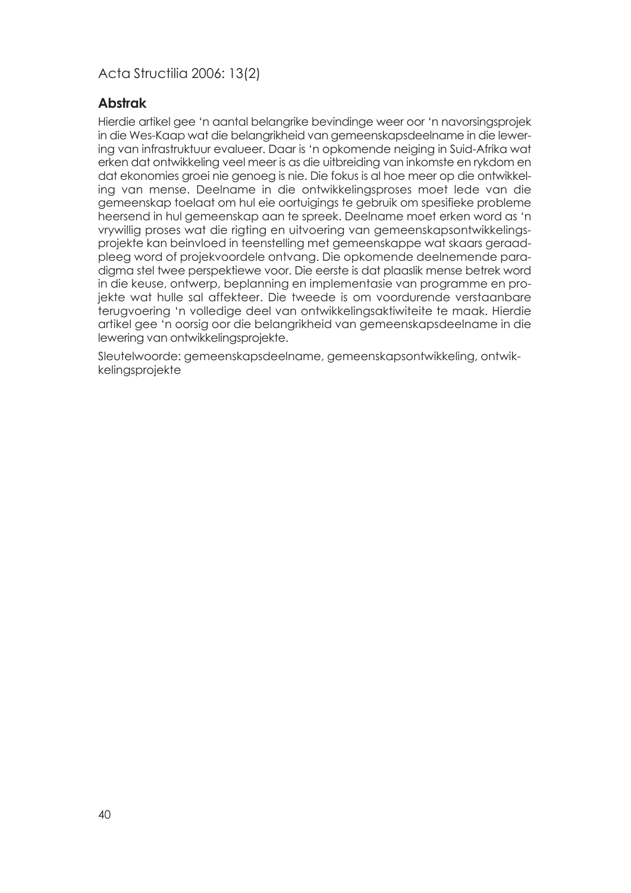## Abstrak

Hierdie artikel gee 'n aantal belangrike bevindinge weer oor 'n navorsingsprojek in die Wes-Kaap wat die belangrikheid van gemeenskapsdeelname in die lewering van infrastruktuur evalueer. Daar is 'n opkomende neiging in Suid-Afrika wat erken dat ontwikkeling veel meer is as die uitbreiding van inkomste en rykdom en dat ekonomies groei nie genoeg is nie. Die fokus is al hoe meer op die ontwikkeling van mense. Deelname in die ontwikkelingsproses moet lede van die gemeenskap toelaat om hul eie oortuigings te gebruik om spesifieke probleme heersend in hul gemeenskap aan te spreek. Deelname moet erken word as 'n vrywillig proses wat die rigting en uitvoering van gemeenskapsontwikkelingsprojekte kan beinvloed in teenstelling met gemeenskappe wat skaars geraadpleeg word of projekvoordele ontvang. Die opkomende deelnemende paradigma stel twee perspektiewe voor. Die eerste is dat plaaslik mense betrek word in die keuse, ontwerp, beplanning en implementasie van programme en projekte wat hulle sal affekteer. Die tweede is om voordurende verstaanbare terugvoering 'n volledige deel van ontwikkelingsaktiwiteite te maak. Hierdie artikel gee 'n oorsig oor die belangrikheid van gemeenskapsdeelname in die lewering van ontwikkelingsprojekte.

Sleutelwoorde: gemeenskapsdeelname, gemeenskapsontwikkeling, ontwikkelingsprojekte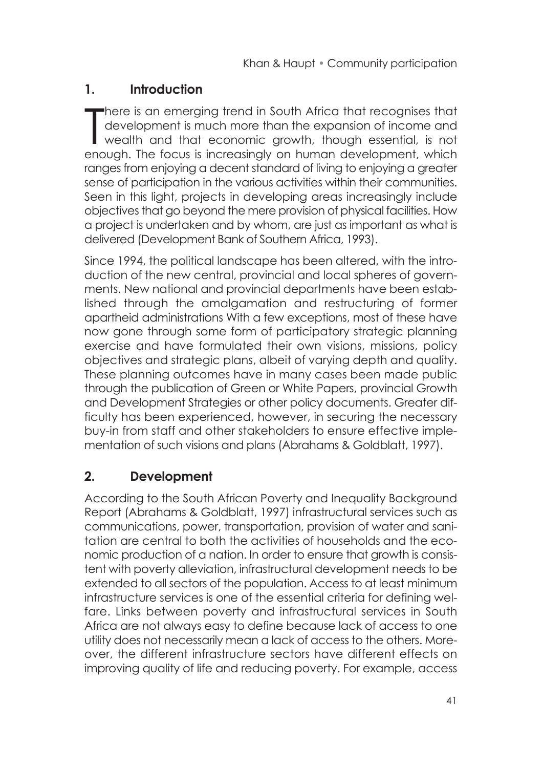## 1. Introduction

There is an emerging trend in South Africa that recognises that development is much more than the expansion of income and wealth and that economic growth, though essential, is not enough. The focus is increasingly on human development, which ranges from enjoying a decent standard of living to enjoying a greater sense of participation in the various activities within their communities. Seen in this light, projects in developing areas increasingly include objectives that go beyond the mere provision of physical facilities. How a project is undertaken and by whom, are just as important as what is delivered (Development Bank of Southern Africa, 1993).

Since 1994, the political landscape has been altered, with the introduction of the new central, provincial and local spheres of governments. New national and provincial departments have been established through the amalgamation and restructuring of former apartheid administrations With a few exceptions, most of these have now gone through some form of participatory strategic planning exercise and have formulated their own visions, missions, policy objectives and strategic plans, albeit of varying depth and quality. These planning outcomes have in many cases been made public through the publication of Green or White Papers, provincial Growth and Development Strategies or other policy documents. Greater difficulty has been experienced, however, in securing the necessary buy-in from staff and other stakeholders to ensure effective implementation of such visions and plans (Abrahams & Goldblatt, 1997).

## 2. Development

According to the South African Poverty and Inequality Background Report (Abrahams & Goldblatt, 1997) infrastructural services such as communications, power, transportation, provision of water and sanitation are central to both the activities of households and the economic production of a nation. In order to ensure that growth is consistent with poverty alleviation, infrastructural development needs to be extended to all sectors of the population. Access to at least minimum infrastructure services is one of the essential criteria for defining welfare. Links between poverty and infrastructural services in South Africa are not always easy to define because lack of access to one utility does not necessarily mean a lack of access to the others. Moreover, the different infrastructure sectors have different effects on improving quality of life and reducing poverty. For example, access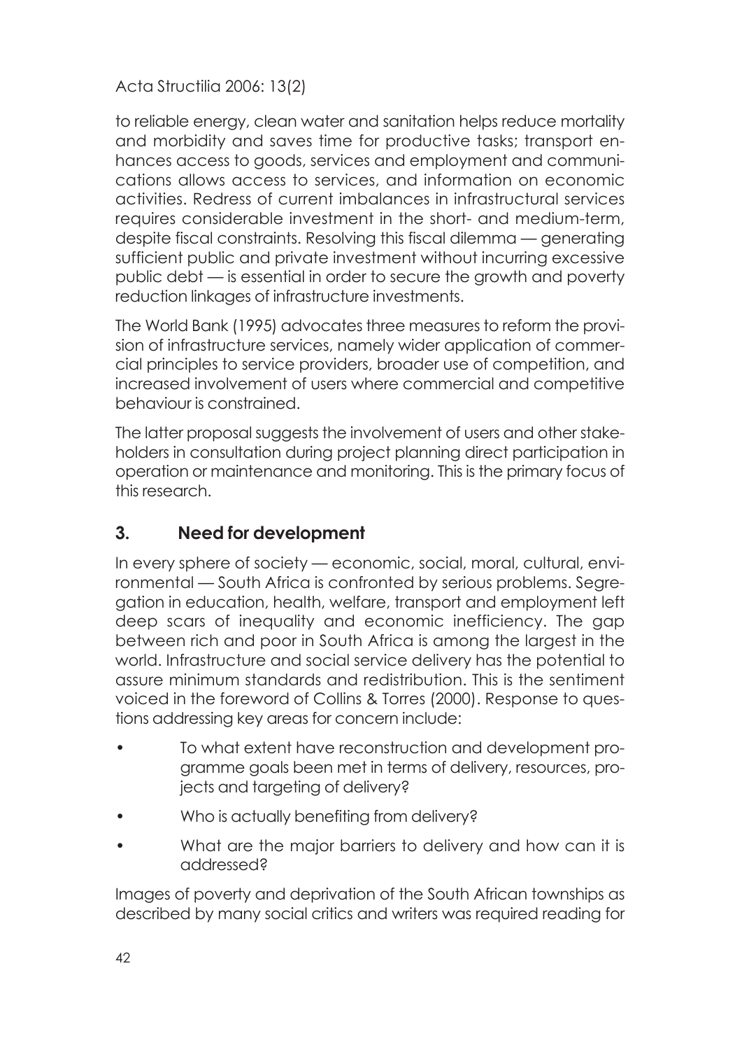to reliable energy, clean water and sanitation helps reduce mortality and morbidity and saves time for productive tasks; transport enhances access to goods, services and employment and communications allows access to services, and information on economic activities. Redress of current imbalances in infrastructural services requires considerable investment in the short- and medium-term, despite fiscal constraints. Resolving this fiscal dilemma — generating sufficient public and private investment without incurring excessive public debt — is essential in order to secure the growth and poverty reduction linkages of infrastructure investments.

The World Bank (1995) advocates three measures to reform the provision of infrastructure services, namely wider application of commercial principles to service providers, broader use of competition, and increased involvement of users where commercial and competitive behaviour is constrained.

The latter proposal suggests the involvement of users and other stakeholders in consultation during project planning direct participation in operation or maintenance and monitoring. This is the primary focus of this research.

## 3. Need for development

In every sphere of society — economic, social, moral, cultural, environmental — South Africa is confronted by serious problems. Segregation in education, health, welfare, transport and employment left deep scars of inequality and economic inefficiency. The gap between rich and poor in South Africa is among the largest in the world. Infrastructure and social service delivery has the potential to assure minimum standards and redistribution. This is the sentiment voiced in the foreword of Collins & Torres (2000). Response to questions addressing key areas for concern include:

- To what extent have reconstruction and development programme goals been met in terms of delivery, resources, projects and targeting of delivery?
- Who is actually benefiting from delivery?
- What are the major barriers to delivery and how can it is addressed?

Images of poverty and deprivation of the South African townships as described by many social critics and writers was required reading for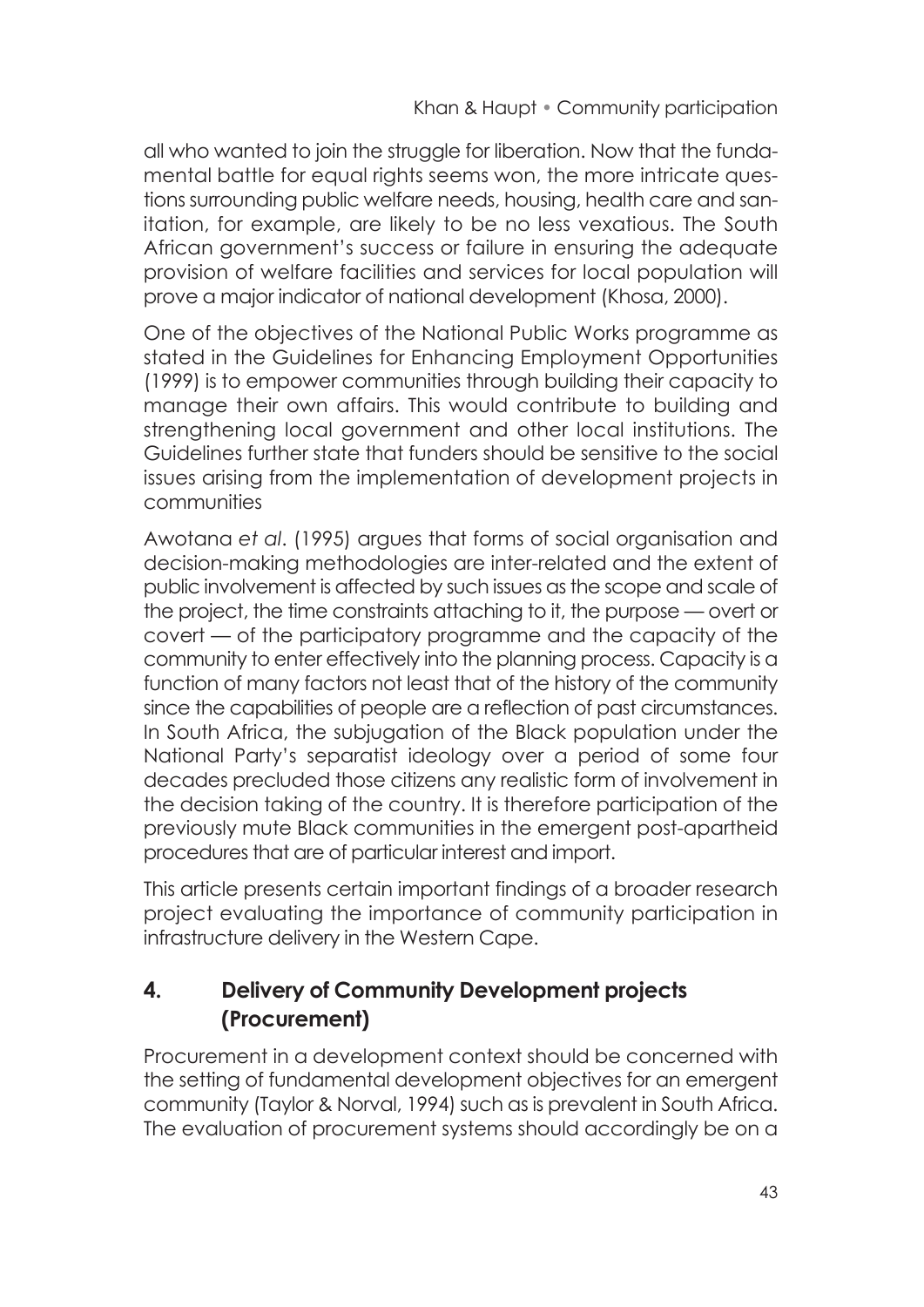all who wanted to join the struggle for liberation. Now that the fundamental battle for equal rights seems won, the more intricate questions surrounding public welfare needs, housing, health care and sanitation, for example, are likely to be no less vexatious. The South African government's success or failure in ensuring the adequate provision of welfare facilities and services for local population will prove a major indicator of national development (Khosa, 2000).

One of the objectives of the National Public Works programme as stated in the Guidelines for Enhancing Employment Opportunities (1999) is to empower communities through building their capacity to manage their own affairs. This would contribute to building and strengthening local government and other local institutions. The Guidelines further state that funders should be sensitive to the social issues arising from the implementation of development projects in communities

Awotana *et al*. (1995) argues that forms of social organisation and decision-making methodologies are inter-related and the extent of public involvement is affected by such issues as the scope and scale of the project, the time constraints attaching to it, the purpose — overt or covert — of the participatory programme and the capacity of the community to enter effectively into the planning process. Capacity is a function of many factors not least that of the history of the community since the capabilities of people are a reflection of past circumstances. In South Africa, the subjugation of the Black population under the National Party's separatist ideology over a period of some four decades precluded those citizens any realistic form of involvement in the decision taking of the country. It is therefore participation of the previously mute Black communities in the emergent post-apartheid procedures that are of particular interest and import.

This article presents certain important findings of a broader research project evaluating the importance of community participation in infrastructure delivery in the Western Cape.

## 4. Delivery of Community Development projects (Procurement)

Procurement in a development context should be concerned with the setting of fundamental development objectives for an emergent community (Taylor & Norval, 1994) such as is prevalent in South Africa. The evaluation of procurement systems should accordingly be on a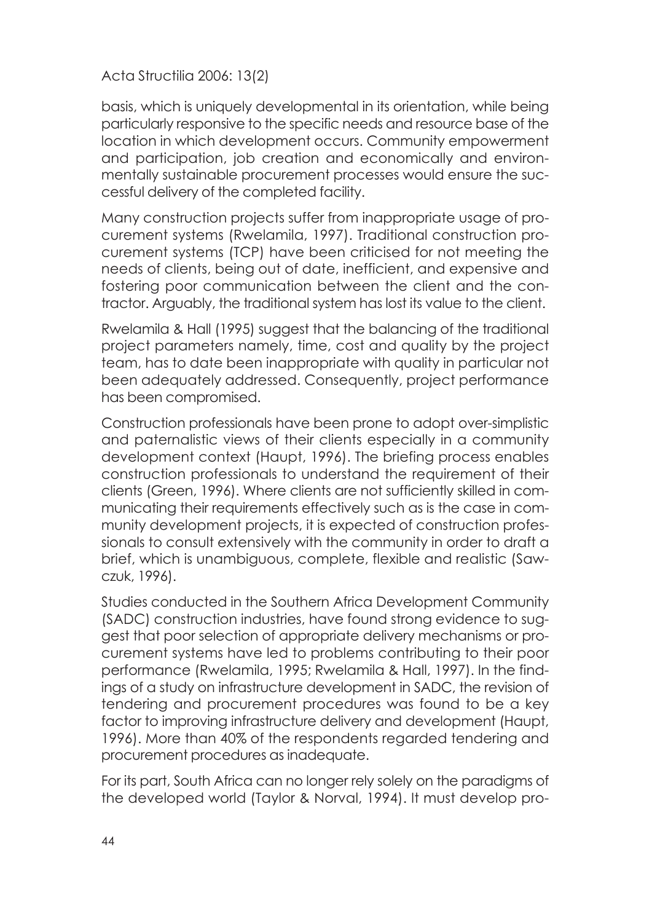basis, which is uniquely developmental in its orientation, while being particularly responsive to the specific needs and resource base of the location in which development occurs. Community empowerment and participation, job creation and economically and environmentally sustainable procurement processes would ensure the successful delivery of the completed facility.

Many construction projects suffer from inappropriate usage of procurement systems (Rwelamila, 1997). Traditional construction procurement systems (TCP) have been criticised for not meeting the needs of clients, being out of date, inefficient, and expensive and fostering poor communication between the client and the contractor. Arguably, the traditional system has lost its value to the client.

Rwelamila & Hall (1995) suggest that the balancing of the traditional project parameters namely, time, cost and quality by the project team, has to date been inappropriate with quality in particular not been adequately addressed. Consequently, project performance has been compromised.

Construction professionals have been prone to adopt over-simplistic and paternalistic views of their clients especially in a community development context (Haupt, 1996). The briefing process enables construction professionals to understand the requirement of their clients (Green, 1996). Where clients are not sufficiently skilled in communicating their requirements effectively such as is the case in community development projects, it is expected of construction professionals to consult extensively with the community in order to draft a brief, which is unambiguous, complete, flexible and realistic (Sawczuk, 1996).

Studies conducted in the Southern Africa Development Community (SADC) construction industries, have found strong evidence to suggest that poor selection of appropriate delivery mechanisms or procurement systems have led to problems contributing to their poor performance (Rwelamila, 1995; Rwelamila & Hall, 1997). In the findings of a study on infrastructure development in SADC, the revision of tendering and procurement procedures was found to be a key factor to improving infrastructure delivery and development (Haupt, 1996). More than 40% of the respondents regarded tendering and procurement procedures as inadequate.

For its part, South Africa can no longer rely solely on the paradigms of the developed world (Taylor & Norval, 1994). It must develop pro-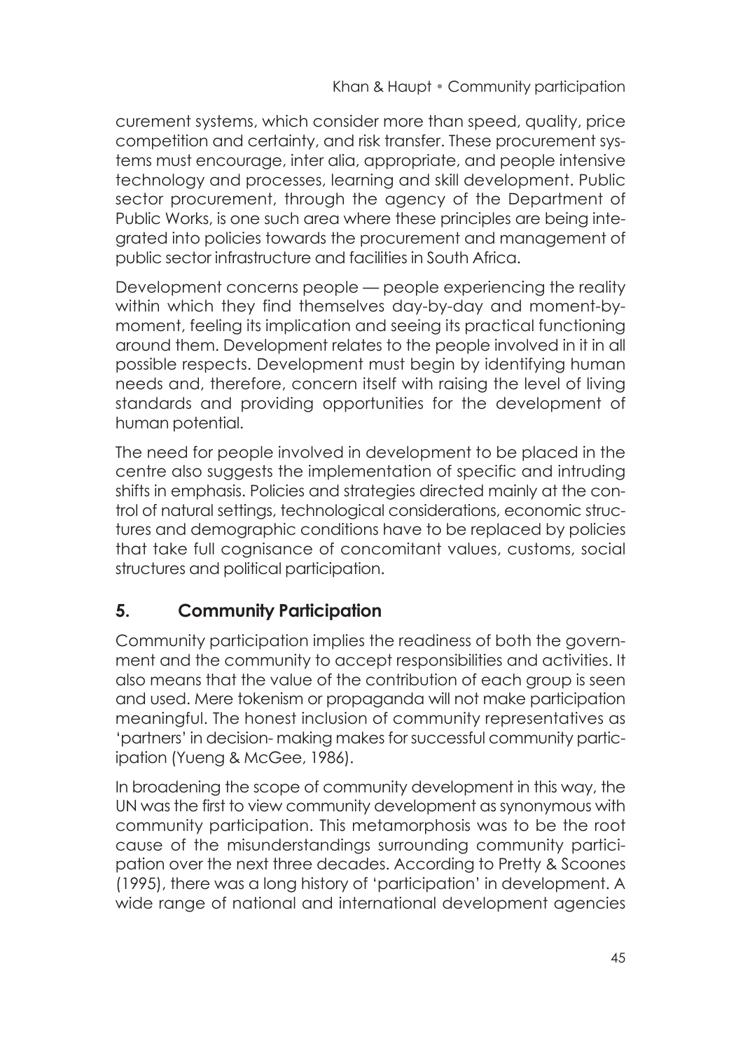curement systems, which consider more than speed, quality, price competition and certainty, and risk transfer. These procurement systems must encourage, inter alia, appropriate, and people intensive technology and processes, learning and skill development. Public sector procurement, through the agency of the Department of Public Works, is one such area where these principles are being integrated into policies towards the procurement and management of public sector infrastructure and facilities in South Africa.

Development concerns people — people experiencing the reality within which they find themselves day-by-day and moment-by-moment, feeling its implication and seeing its practical functioning around them. Development relates to the people involved in it in all possible respects. Development must begin by identifying human needs and, therefore, concern itself with raising the level of living standards and providing opportunities for the development of human potential.

The need for people involved in development to be placed in the centre also suggests the implementation of specific and intruding shifts in emphasis. Policies and strategies directed mainly at the control of natural settings, technological considerations, economic structures and demographic conditions have to be replaced by policies that take full cognisance of concomitant values, customs, social structures and political participation.

## 5. Community Participation

Community participation implies the readiness of both the government and the community to accept responsibilities and activities. It also means that the value of the contribution of each group is seen and used. Mere tokenism or propaganda will not make participation meaningful. The honest inclusion of community representatives as 'partners' in decision- making makes for successful community participation (Yueng & McGee, 1986).

In broadening the scope of community development in this way, the UN was the first to view community development as synonymous with community participation. This metamorphosis was to be the root cause of the misunderstandings surrounding community participation over the next three decades. According to Pretty & Scoones (1995), there was a long history of 'participation' in development. A wide range of national and international development agencies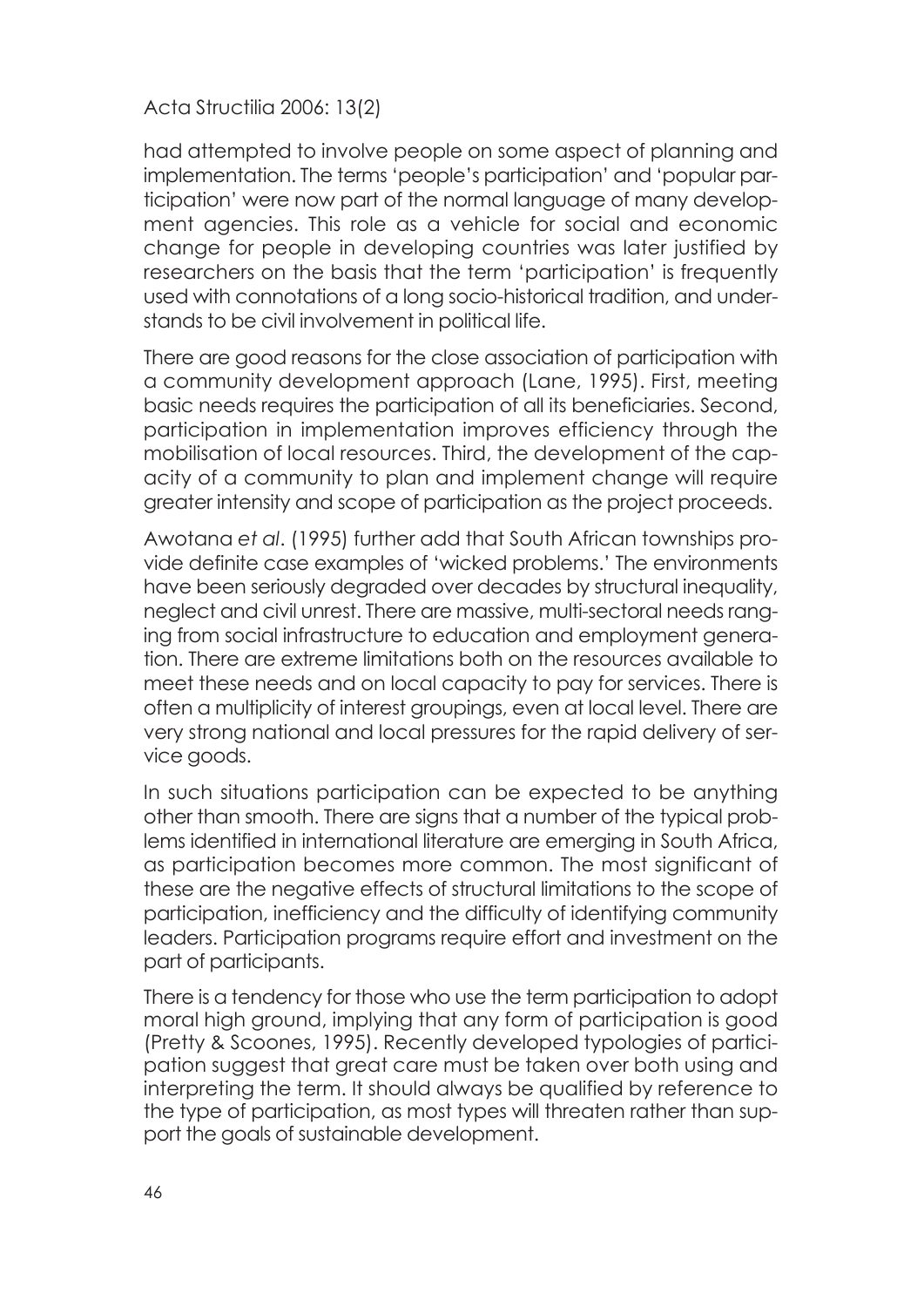had attempted to involve people on some aspect of planning and implementation. The terms 'people's participation' and 'popular participation' were now part of the normal language of many development agencies. This role as a vehicle for social and economic change for people in developing countries was later justified by researchers on the basis that the term 'participation' is frequently used with connotations of a long socio-historical tradition, and understands to be civil involvement in political life.

There are good reasons for the close association of participation with a community development approach (Lane, 1995). First, meeting basic needs requires the participation of all its beneficiaries. Second, participation in implementation improves efficiency through the mobilisation of local resources. Third, the development of the capacity of a community to plan and implement change will require greater intensity and scope of participation as the project proceeds.

Awotana *et al*. (1995) further add that South African townships provide definite case examples of 'wicked problems.' The environments have been seriously degraded over decades by structural inequality, neglect and civil unrest. There are massive, multi-sectoral needs ranging from social infrastructure to education and employment generation. There are extreme limitations both on the resources available to meet these needs and on local capacity to pay for services. There is often a multiplicity of interest groupings, even at local level. There are very strong national and local pressures for the rapid delivery of service goods.

In such situations participation can be expected to be anything other than smooth. There are signs that a number of the typical problems identified in international literature are emerging in South Africa, as participation becomes more common. The most significant of these are the negative effects of structural limitations to the scope of participation, inefficiency and the difficulty of identifying community leaders. Participation programs require effort and investment on the part of participants.

There is a tendency for those who use the term participation to adopt moral high ground, implying that any form of participation is good (Pretty & Scoones, 1995). Recently developed typologies of participation suggest that great care must be taken over both using and interpreting the term. It should always be qualified by reference to the type of participation, as most types will threaten rather than support the goals of sustainable development.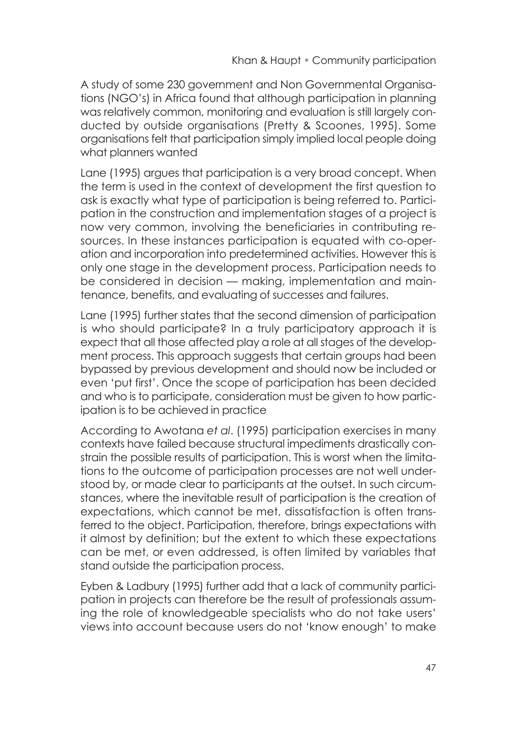A study of some 230 government and Non Governmental Organisations (NGO's) in Africa found that although participation in planning was relatively common, monitoring and evaluation is still largely conducted by outside organisations (Pretty & Scoones, 1995). Some organisations felt that participation simply implied local people doing what planners wanted

Lane (1995) argues that participation is a very broad concept. When the term is used in the context of development the first question to ask is exactly what type of participation is being referred to. Participation in the construction and implementation stages of a project is now very common, involving the beneficiaries in contributing resources. In these instances participation is equated with co-operation and incorporation into predetermined activities. However this is only one stage in the development process. Participation needs to be considered in decision — making, implementation and maintenance, benefits, and evaluating of successes and failures.

Lane (1995) further states that the second dimension of participation is who should participate? In a truly participatory approach it is expect that all those affected play a role at all stages of the development process. This approach suggests that certain groups had been bypassed by previous development and should now be included or even 'put first'. Once the scope of participation has been decided and who is to participate, consideration must be given to how participation is to be achieved in practice

According to Awotana *et al*. (1995) participation exercises in many contexts have failed because structural impediments drastically constrain the possible results of participation. This is worst when the limitations to the outcome of participation processes are not well understood by, or made clear to participants at the outset. In such circumstances, where the inevitable result of participation is the creation of expectations, which cannot be met, dissatisfaction is often transferred to the object. Participation, therefore, brings expectations with it almost by definition; but the extent to which these expectations can be met, or even addressed, is often limited by variables that stand outside the participation process.

Eyben & Ladbury (1995) further add that a lack of community participation in projects can therefore be the result of professionals assuming the role of knowledgeable specialists who do not take users' views into account because users do not 'know enough' to make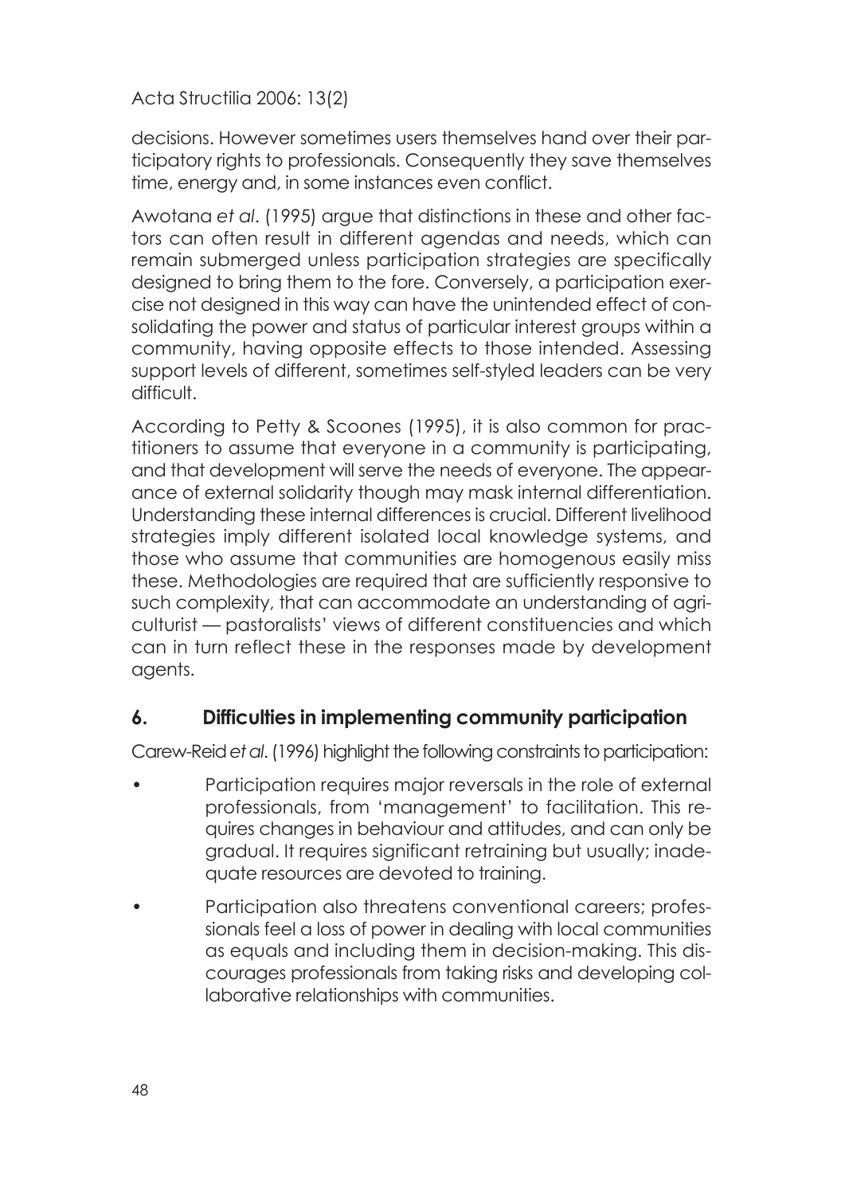decisions. However sometimes users themselves hand over their participatory rights to professionals. Consequently they save themselves time, energy and, in some instances even conflict.

Awotana *et al*. (1995) argue that distinctions in these and other factors can often result in different agendas and needs, which can remain submerged unless participation strategies are specifically designed to bring them to the fore. Conversely, a participation exercise not designed in this way can have the unintended effect of consolidating the power and status of particular interest groups within a community, having opposite effects to those intended. Assessing support levels of different, sometimes self-styled leaders can be very difficult.

According to Petty & Scoones (1995), it is also common for practitioners to assume that everyone in a community is participating, and that development will serve the needs of everyone. The appearance of external solidarity though may mask internal differentiation. Understanding these internal differences is crucial. Different livelihood strategies imply different isolated local knowledge systems, and those who assume that communities are homogenous easily miss these. Methodologies are required that are sufficiently responsive to such complexity, that can accommodate an understanding of agriculturist — pastoralists' views of different constituencies and which can in turn reflect these in the responses made by development agents.

## 6. Difficulties in implementing community participation

Carew-Reid *et al*. (1996) highlight the following constraints to participation:

- Participation requires major reversals in the role of external professionals, from 'management' to facilitation. This requires changes in behaviour and attitudes, and can only be gradual. It requires significant retraining but usually; inadequate resources are devoted to training.
- Participation also threatens conventional careers; professionals feel a loss of power in dealing with local communities as equals and including them in decision-making. This discourages professionals from taking risks and developing collaborative relationships with communities.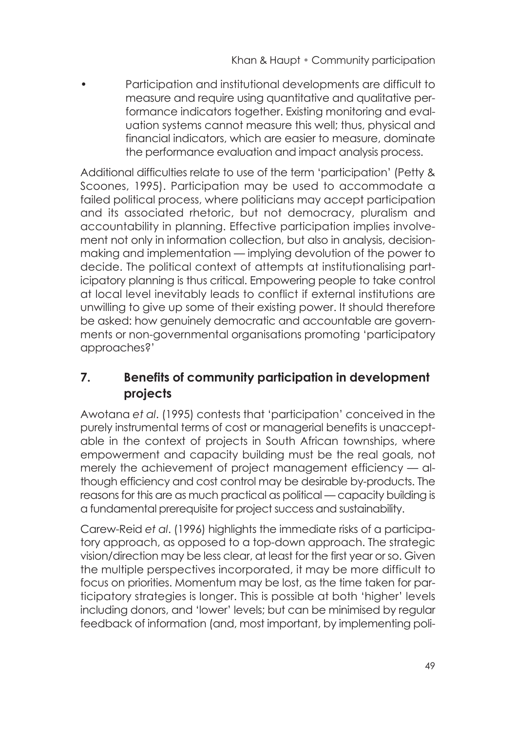- Participation and institutional developments are difficult to measure and require using quantitative and qualitative performance indicators together. Existing monitoring and evaluation systems cannot measure this well; thus, physical and financial indicators, which are easier to measure, dominate the performance evaluation and impact analysis process.

Additional difficulties relate to use of the term 'participation' (Petty & Scoones, 1995). Participation may be used to accommodate a failed political process, where politicians may accept participation and its associated rhetoric, but not democracy, pluralism and accountability in planning. Effective participation implies involvement not only in information collection, but also in analysis, decision-making and implementation — implying devolution of the power to decide. The political context of attempts at institutionalising participatory planning is thus critical. Empowering people to take control at local level inevitably leads to conflict if external institutions are unwilling to give up some of their existing power. It should therefore be asked: how genuinely democratic and accountable are governments or non-governmental organisations promoting 'participatory approaches?'

## 7. Benefits of community participation in development projects

Awotana *et al*. (1995) contests that 'participation' conceived in the purely instrumental terms of cost or managerial benefits is unacceptable in the context of projects in South African townships, where empowerment and capacity building must be the real goals, not merely the achievement of project management efficiency — although efficiency and cost control may be desirable by-products. The reasons for this are as much practical as political — capacity building is a fundamental prerequisite for project success and sustainability.

Carew-Reid *et al*. (1996) highlights the immediate risks of a participatory approach, as opposed to a top-down approach. The strategic vision/direction may be less clear, at least for the first year or so. Given the multiple perspectives incorporated, it may be more difficult to focus on priorities. Momentum may be lost, as the time taken for participatory strategies is longer. This is possible at both 'higher' levels including donors, and 'lower' levels; but can be minimised by regular feedback of information (and, most important, by implementing poli-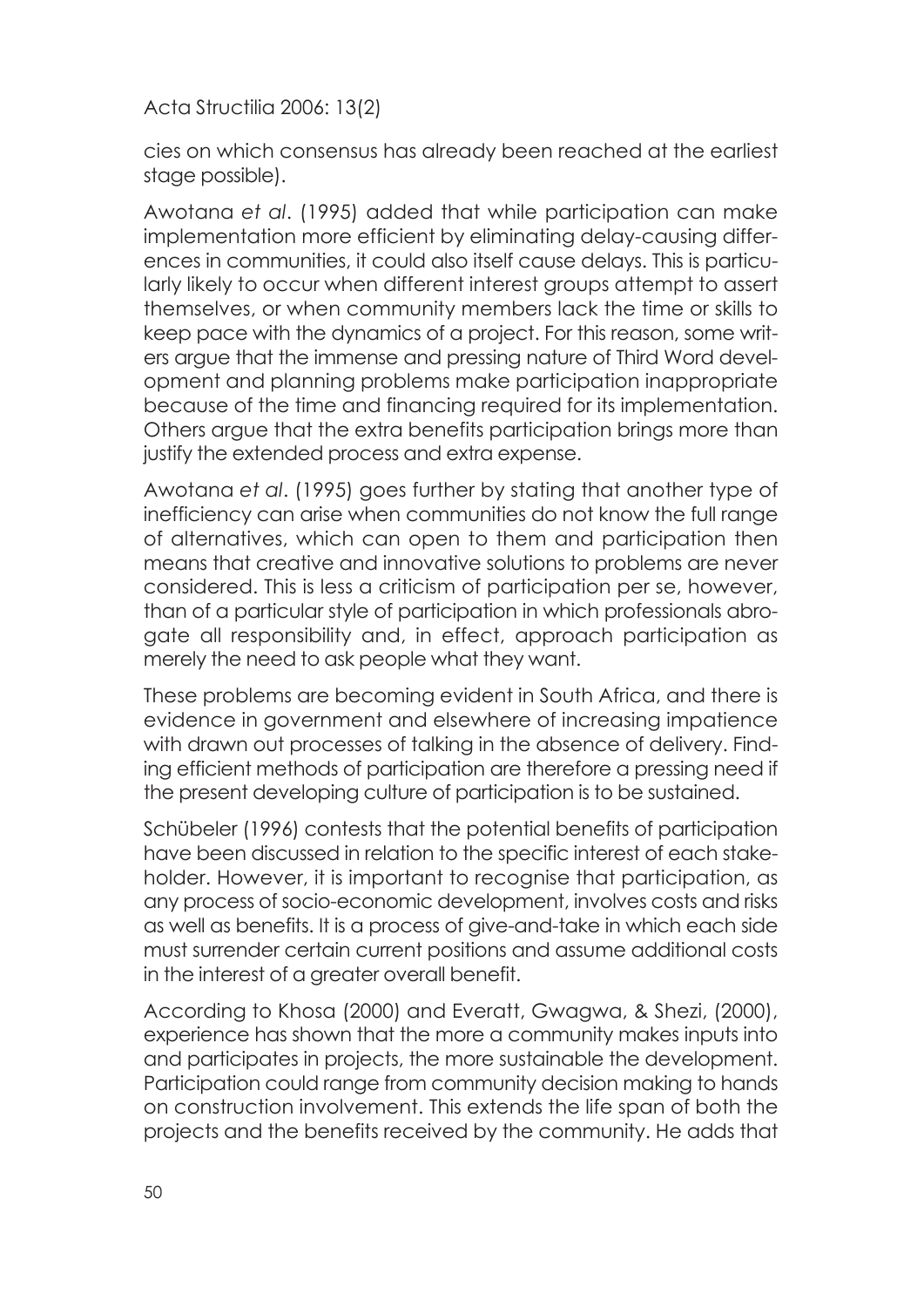cies on which consensus has already been reached at the earliest stage possible).

Awotana *et al*. (1995) added that while participation can make implementation more efficient by eliminating delay-causing differences in communities, it could also itself cause delays. This is particularly likely to occur when different interest groups attempt to assert themselves, or when community members lack the time or skills to keep pace with the dynamics of a project. For this reason, some writers argue that the immense and pressing nature of Third Word development and planning problems make participation inappropriate because of the time and financing required for its implementation. Others argue that the extra benefits participation brings more than justify the extended process and extra expense.

Awotana *et al*. (1995) goes further by stating that another type of inefficiency can arise when communities do not know the full range of alternatives, which can open to them and participation then means that creative and innovative solutions to problems are never considered. This is less a criticism of participation per se, however, than of a particular style of participation in which professionals abrogate all responsibility and, in effect, approach participation as merely the need to ask people what they want.

These problems are becoming evident in South Africa, and there is evidence in government and elsewhere of increasing impatience with drawn out processes of talking in the absence of delivery. Finding efficient methods of participation are therefore a pressing need if the present developing culture of participation is to be sustained.

Schübeler (1996) contests that the potential benefits of participation have been discussed in relation to the specific interest of each stakeholder. However, it is important to recognise that participation, as any process of socio-economic development, involves costs and risks as well as benefits. It is a process of give-and-take in which each side must surrender certain current positions and assume additional costs in the interest of a greater overall benefit.

According to Khosa (2000) and Everatt, Gwagwa, & Shezi, (2000), experience has shown that the more a community makes inputs into and participates in projects, the more sustainable the development. Participation could range from community decision making to hands on construction involvement. This extends the life span of both the projects and the benefits received by the community. He adds that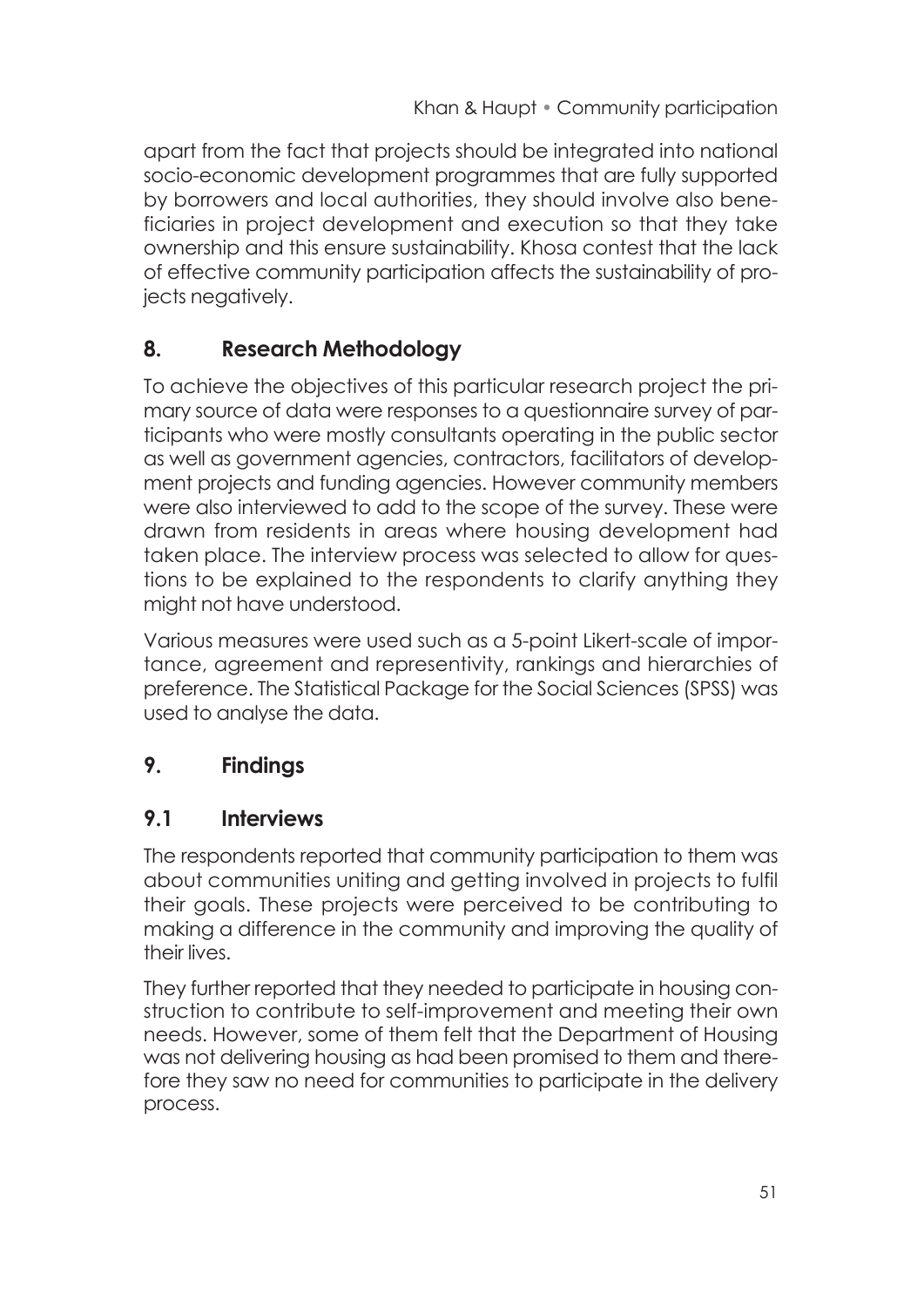apart from the fact that projects should be integrated into national socio-economic development programmes that are fully supported by borrowers and local authorities, they should involve also beneficiaries in project development and execution so that they take ownership and this ensure sustainability. Khosa contest that the lack of effective community participation affects the sustainability of projects negatively.

## 8. Research Methodology

To achieve the objectives of this particular research project the primary source of data were responses to a questionnaire survey of participants who were mostly consultants operating in the public sector as well as government agencies, contractors, facilitators of development projects and funding agencies. However community members were also interviewed to add to the scope of the survey. These were drawn from residents in areas where housing development had taken place. The interview process was selected to allow for questions to be explained to the respondents to clarify anything they might not have understood.

Various measures were used such as a 5-point Likert-scale of importance, agreement and representivity, rankings and hierarchies of preference. The Statistical Package for the Social Sciences (SPSS) was used to analyse the data.

## 9. Findings

### 9.1 Interviews

The respondents reported that community participation to them was about communities uniting and getting involved in projects to fulfil their goals. These projects were perceived to be contributing to making a difference in the community and improving the quality of their lives.

They further reported that they needed to participate in housing construction to contribute to self-improvement and meeting their own needs. However, some of them felt that the Department of Housing was not delivering housing as had been promised to them and therefore they saw no need for communities to participate in the delivery process.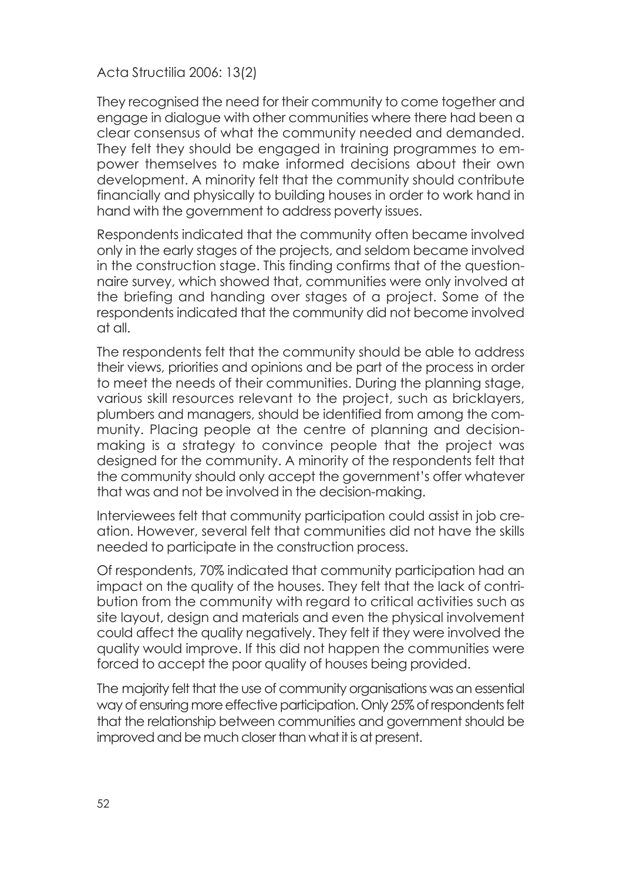They recognised the need for their community to come together and engage in dialogue with other communities where there had been a clear consensus of what the community needed and demanded. They felt they should be engaged in training programmes to empower themselves to make informed decisions about their own development. A minority felt that the community should contribute financially and physically to building houses in order to work hand in hand with the government to address poverty issues.

Respondents indicated that the community often became involved only in the early stages of the projects, and seldom became involved in the construction stage. This finding confirms that of the questionnaire survey, which showed that, communities were only involved at the briefing and handing over stages of a project. Some of the respondents indicated that the community did not become involved at all.

The respondents felt that the community should be able to address their views, priorities and opinions and be part of the process in order to meet the needs of their communities. During the planning stage, various skill resources relevant to the project, such as bricklayers, plumbers and managers, should be identified from among the community. Placing people at the centre of planning and decision-making is a strategy to convince people that the project was designed for the community. A minority of the respondents felt that the community should only accept the government's offer whatever that was and not be involved in the decision-making.

Interviewees felt that community participation could assist in job creation. However, several felt that communities did not have the skills needed to participate in the construction process.

Of respondents, 70% indicated that community participation had an impact on the quality of the houses. They felt that the lack of contribution from the community with regard to critical activities such as site layout, design and materials and even the physical involvement could affect the quality negatively. They felt if they were involved the quality would improve. If this did not happen the communities were forced to accept the poor quality of houses being provided.

The majority felt that the use of community organisations was an essential way of ensuring more effective participation. Only 25% of respondents felt that the relationship between communities and government should be improved and be much closer than what it is at present.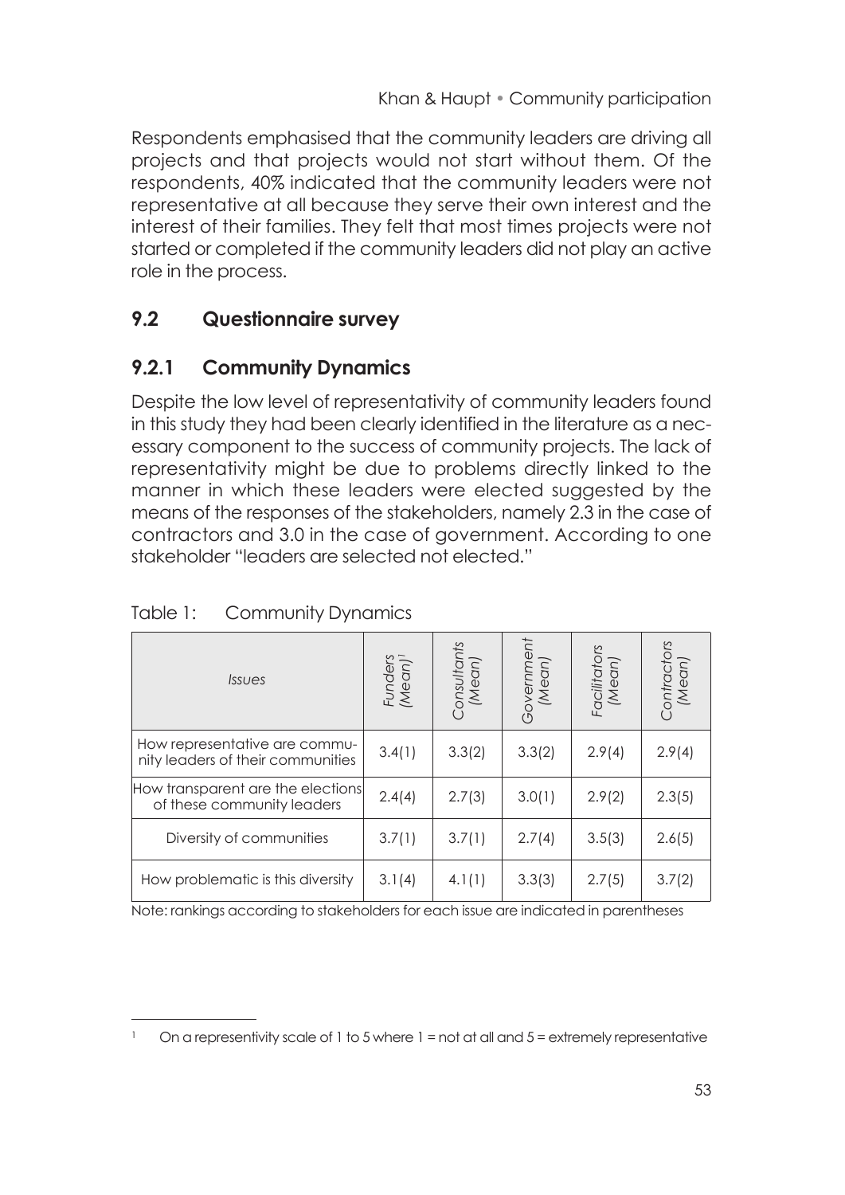Respondents emphasised that the community leaders are driving all projects and that projects would not start without them. Of the respondents, 40% indicated that the community leaders were not representative at all because they serve their own interest and the interest of their families. They felt that most times projects were not started or completed if the community leaders did not play an active role in the process.

## 9.2 Questionnaire survey

### 9.2.1 Community Dynamics

Despite the low level of representativity of community leaders found in this study they had been clearly identified in the literature as a necessary component to the success of community projects. The lack of representativity might be due to problems directly linked to the manner in which these leaders were elected suggested by the means of the responses of the stakeholders, namely 2.3 in the case of contractors and 3.0 in the case of government. According to one stakeholder "leaders are selected not elected."

Table 1: Community Dynamics

| *Issues* | *Funders (Mean)*[1] | *Consultants (Mean)* | *Government (Mean)* | *Facilitators (Mean)* | *Contractors (Mean)* |
|---|---|---|---|---|---|
| How representative are community leaders of their communities | 3.4(1) | 3.3(2) | 3.3(2) | 2.9(4) | 2.9(4) |
| How transparent are the elections of these community leaders | 2.4(4) | 2.7(3) | 3.0(1) | 2.9(2) | 2.3(5) |
| Diversity of communities | 3.7(1) | 3.7(1) | 2.7(4) | 3.5(3) | 2.6(5) |
| How problematic is this diversity | 3.1(4) | 4.1(1) | 3.3(3) | 2.7(5) | 3.7(2) |

Note: rankings according to stakeholders for each issue are indicated in parentheses

[1] On a representivity scale of 1 to 5 where 1 = not at all and 5 = extremely representative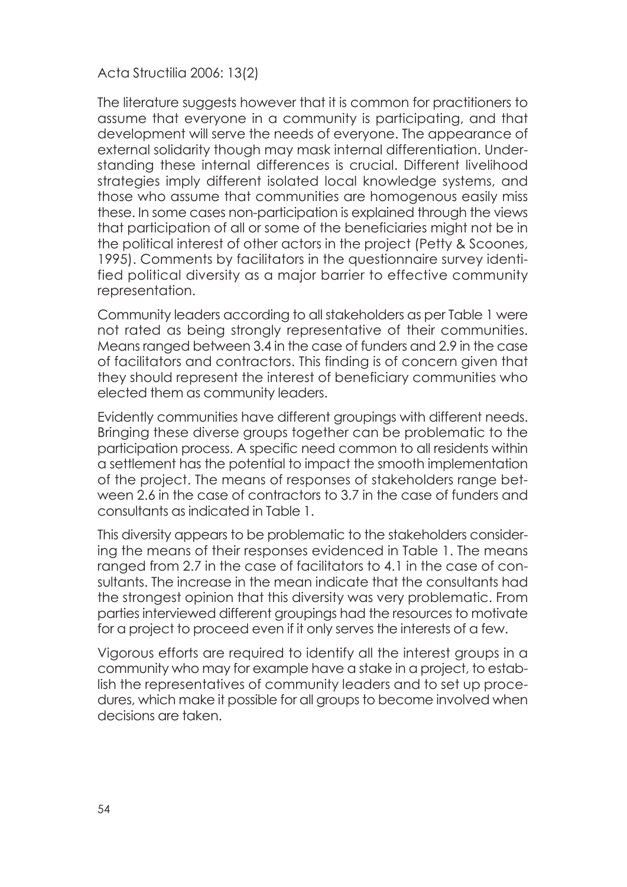The literature suggests however that it is common for practitioners to assume that everyone in a community is participating, and that development will serve the needs of everyone. The appearance of external solidarity though may mask internal differentiation. Understanding these internal differences is crucial. Different livelihood strategies imply different isolated local knowledge systems, and those who assume that communities are homogenous easily miss these. In some cases non-participation is explained through the views that participation of all or some of the beneficiaries might not be in the political interest of other actors in the project (Petty & Scoones, 1995). Comments by facilitators in the questionnaire survey identified political diversity as a major barrier to effective community representation.

Community leaders according to all stakeholders as per Table 1 were not rated as being strongly representative of their communities. Means ranged between 3.4 in the case of funders and 2.9 in the case of facilitators and contractors. This finding is of concern given that they should represent the interest of beneficiary communities who elected them as community leaders.

Evidently communities have different groupings with different needs. Bringing these diverse groups together can be problematic to the participation process. A specific need common to all residents within a settlement has the potential to impact the smooth implementation of the project. The means of responses of stakeholders range between 2.6 in the case of contractors to 3.7 in the case of funders and consultants as indicated in Table 1.

This diversity appears to be problematic to the stakeholders considering the means of their responses evidenced in Table 1. The means ranged from 2.7 in the case of facilitators to 4.1 in the case of consultants. The increase in the mean indicate that the consultants had the strongest opinion that this diversity was very problematic. From parties interviewed different groupings had the resources to motivate for a project to proceed even if it only serves the interests of a few.

Vigorous efforts are required to identify all the interest groups in a community who may for example have a stake in a project, to establish the representatives of community leaders and to set up procedures, which make it possible for all groups to become involved when decisions are taken.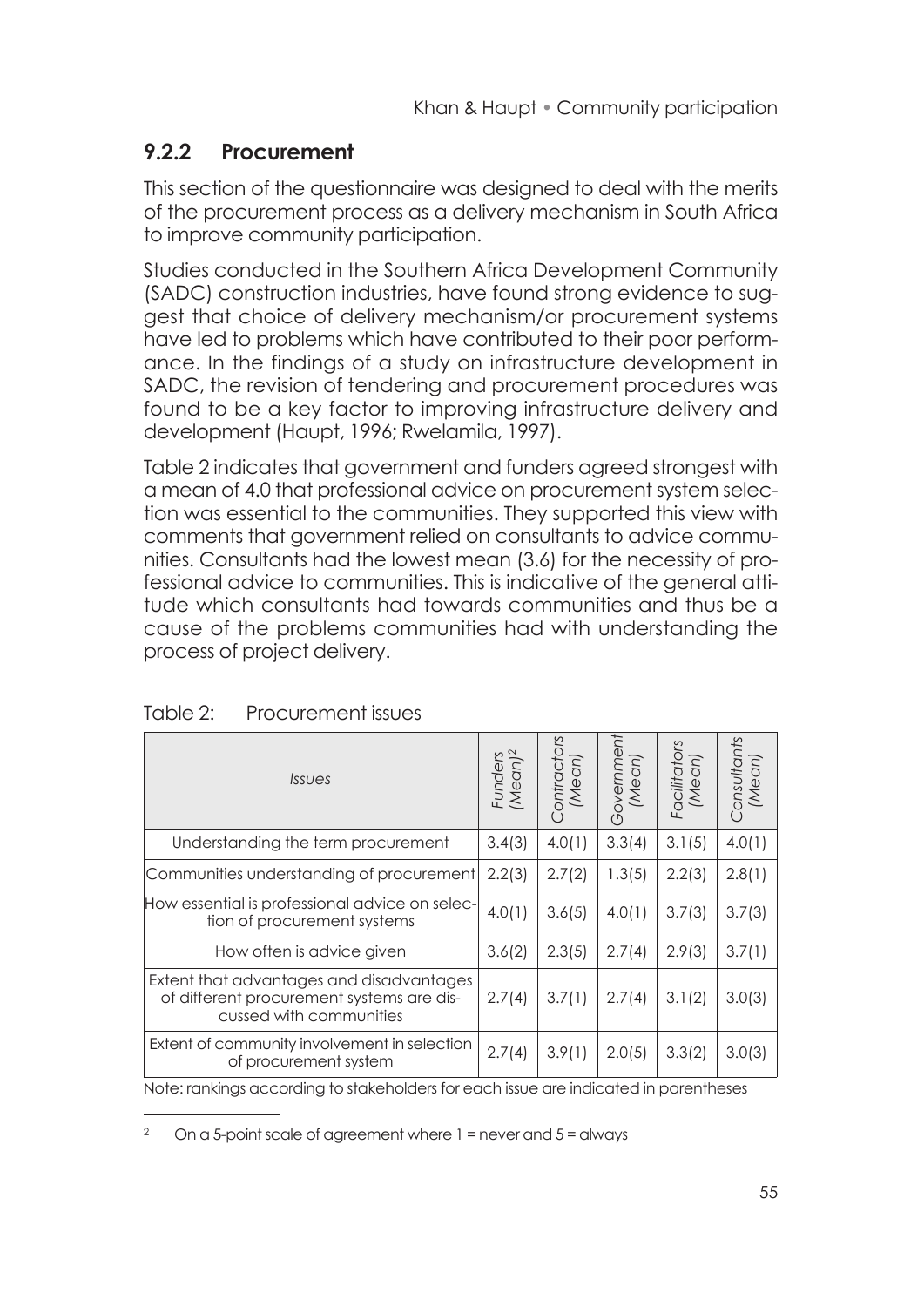### 9.2.2 Procurement

This section of the questionnaire was designed to deal with the merits of the procurement process as a delivery mechanism in South Africa to improve community participation.

Studies conducted in the Southern Africa Development Community (SADC) construction industries, have found strong evidence to suggest that choice of delivery mechanism/or procurement systems have led to problems which have contributed to their poor performance. In the findings of a study on infrastructure development in SADC, the revision of tendering and procurement procedures was found to be a key factor to improving infrastructure delivery and development (Haupt, 1996; Rwelamila, 1997).

Table 2 indicates that government and funders agreed strongest with a mean of 4.0 that professional advice on procurement system selection was essential to the communities. They supported this view with comments that government relied on consultants to advice communities. Consultants had the lowest mean (3.6) for the necessity of professional advice to communities. This is indicative of the general attitude which consultants had towards communities and thus be a cause of the problems communities had with understanding the process of project delivery.

Table 2: Procurement issues

| *Issues* | *Funders (Mean)*[2] | *Contractors (Mean)* | *Government (Mean)* | *Facilitators (Mean)* | *Consultants (Mean)* |
|---|---|---|---|---|---|
| Understanding the term procurement | 3.4(3) | 4.0(1) | 3.3(4) | 3.1(5) | 4.0(1) |
| Communities understanding of procurement | 2.2(3) | 2.7(2) | 1.3(5) | 2.2(3) | 2.8(1) |
| How essential is professional advice on selection of procurement systems | 4.0(1) | 3.6(5) | 4.0(1) | 3.7(3) | 3.7(3) |
| How often is advice given | 3.6(2) | 2.3(5) | 2.7(4) | 2.9(3) | 3.7(1) |
| Extent that advantages and disadvantages of different procurement systems are discussed with communities | 2.7(4) | 3.7(1) | 2.7(4) | 3.1(2) | 3.0(3) |
| Extent of community involvement in selection of procurement system | 2.7(4) | 3.9(1) | 2.0(5) | 3.3(2) | 3.0(3) |

Note: rankings according to stakeholders for each issue are indicated in parentheses

[2] On a 5-point scale of agreement where 1 = never and 5 = always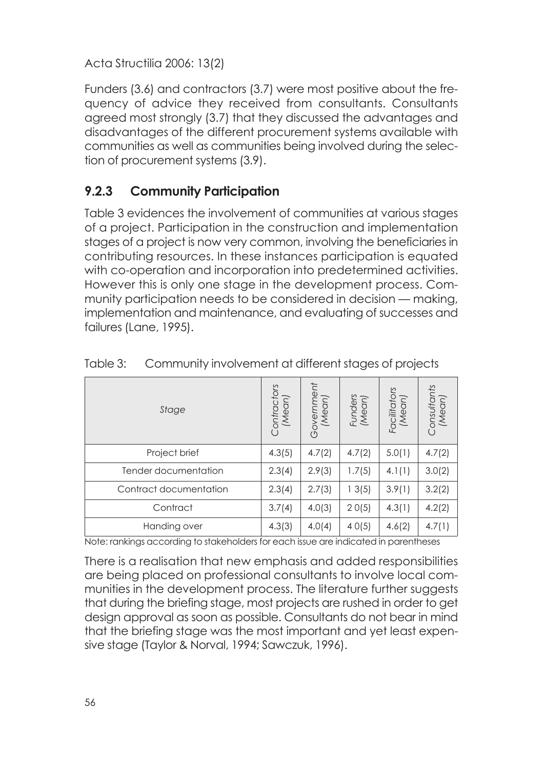Funders (3.6) and contractors (3.7) were most positive about the frequency of advice they received from consultants. Consultants agreed most strongly (3.7) that they discussed the advantages and disadvantages of the different procurement systems available with communities as well as communities being involved during the selection of procurement systems (3.9).

### 9.2.3 Community Participation

Table 3 evidences the involvement of communities at various stages of a project. Participation in the construction and implementation stages of a project is now very common, involving the beneficiaries in contributing resources. In these instances participation is equated with co-operation and incorporation into predetermined activities. However this is only one stage in the development process. Community participation needs to be considered in decision — making, implementation and maintenance, and evaluating of successes and failures (Lane, 1995).

Table 3: Community involvement at different stages of projects

| *Stage* | *Contractors (Mean)* | *Government (Mean)* | *Funders (Mean)* | *Facilitators (Mean)* | *Consultants (Mean)* |
|---|---|---|---|---|---|
| Project brief | 4.3(5) | 4.7(2) | 4.7(2) | 5.0(1) | 4.7(2) |
| Tender documentation | 2.3(4) | 2.9(3) | 1.7(5) | 4.1(1) | 3.0(2) |
| Contract documentation | 2.3(4) | 2.7(3) | 1 3(5) | 3.9(1) | 3.2(2) |
| Contract | 3.7(4) | 4.0(3) | 2 0(5) | 4.3(1) | 4.2(2) |
| Handing over | 4.3(3) | 4.0(4) | 4 0(5) | 4.6(2) | 4.7(1) |

Note: rankings according to stakeholders for each issue are indicated in parentheses

There is a realisation that new emphasis and added responsibilities are being placed on professional consultants to involve local communities in the development process. The literature further suggests that during the briefing stage, most projects are rushed in order to get design approval as soon as possible. Consultants do not bear in mind that the briefing stage was the most important and yet least expensive stage (Taylor & Norval, 1994; Sawczuk, 1996).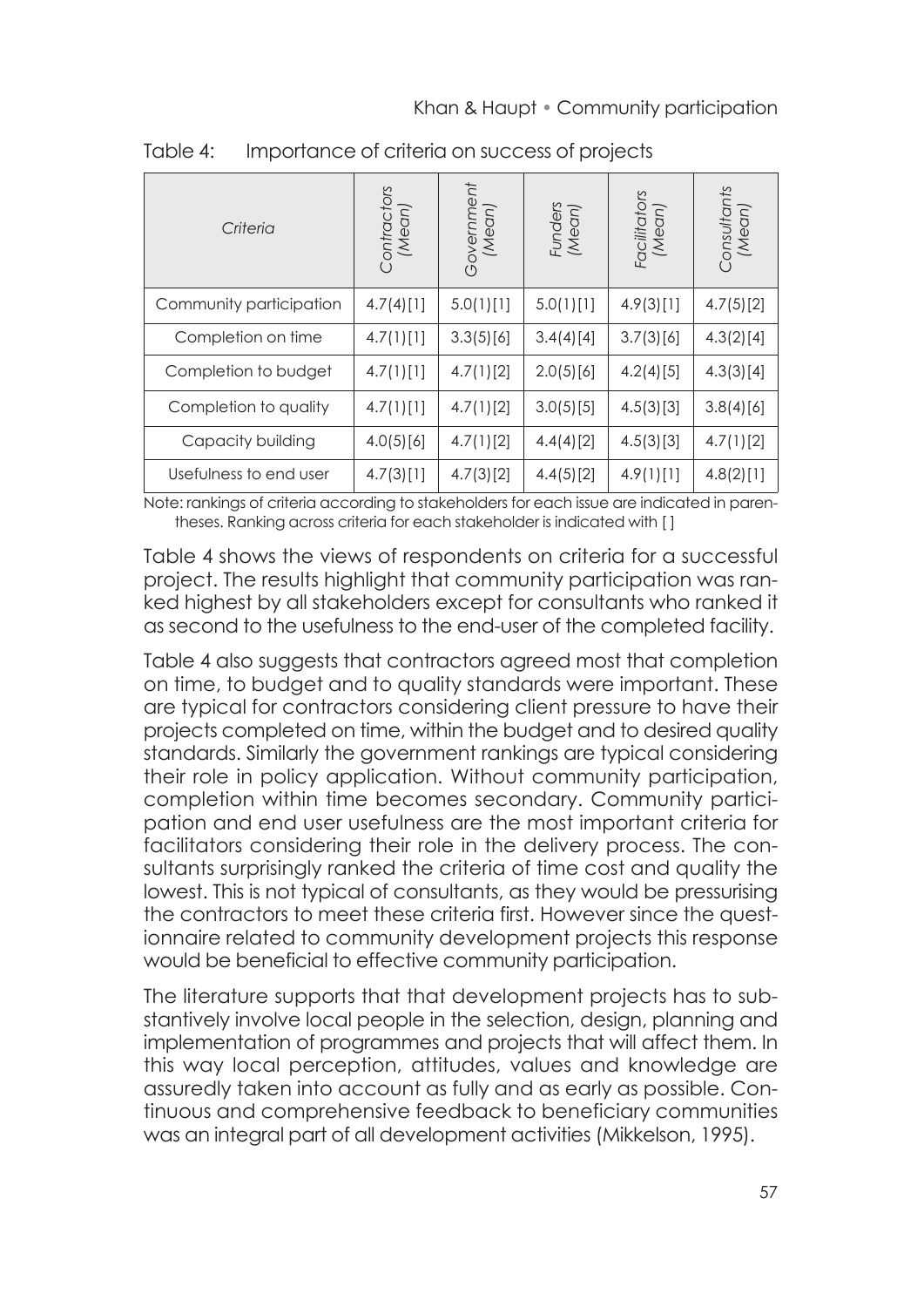Table 4: Importance of criteria on success of projects

| *Criteria* | *Contractors (Mean)* | *Government (Mean)* | *Funders (Mean)* | *Facilitators (Mean)* | *Consultants (Mean)* |
|---|---|---|---|---|---|
| Community participation | 4.7(4)[1] | 5.0(1)[1] | 5.0(1)[1] | 4.9(3)[1] | 4.7(5)[2] |
| Completion on time | 4.7(1)[1] | 3.3(5)[6] | 3.4(4)[4] | 3.7(3)[6] | 4.3(2)[4] |
| Completion to budget | 4.7(1)[1] | 4.7(1)[2] | 2.0(5)[6] | 4.2(4)[5] | 4.3(3)[4] |
| Completion to quality | 4.7(1)[1] | 4.7(1)[2] | 3.0(5)[5] | 4.5(3)[3] | 3.8(4)[6] |
| Capacity building | 4.0(5)[6] | 4.7(1)[2] | 4.4(4)[2] | 4.5(3)[3] | 4.7(1)[2] |
| Usefulness to end user | 4.7(3)[1] | 4.7(3)[2] | 4.4(5)[2] | 4.9(1)[1] | 4.8(2)[1] |

Note: rankings of criteria according to stakeholders for each issue are indicated in parentheses. Ranking across criteria for each stakeholder is indicated with [ ]

Table 4 shows the views of respondents on criteria for a successful project. The results highlight that community participation was ranked highest by all stakeholders except for consultants who ranked it as second to the usefulness to the end-user of the completed facility.

Table 4 also suggests that contractors agreed most that completion on time, to budget and to quality standards were important. These are typical for contractors considering client pressure to have their projects completed on time, within the budget and to desired quality standards. Similarly the government rankings are typical considering their role in policy application. Without community participation, completion within time becomes secondary. Community participation and end user usefulness are the most important criteria for facilitators considering their role in the delivery process. The consultants surprisingly ranked the criteria of time cost and quality the lowest. This is not typical of consultants, as they would be pressurising the contractors to meet these criteria first. However since the questionnaire related to community development projects this response would be beneficial to effective community participation.

The literature supports that that development projects has to substantively involve local people in the selection, design, planning and implementation of programmes and projects that will affect them. In this way local perception, attitudes, values and knowledge are assuredly taken into account as fully and as early as possible. Continuous and comprehensive feedback to beneficiary communities was an integral part of all development activities (Mikkelson, 1995).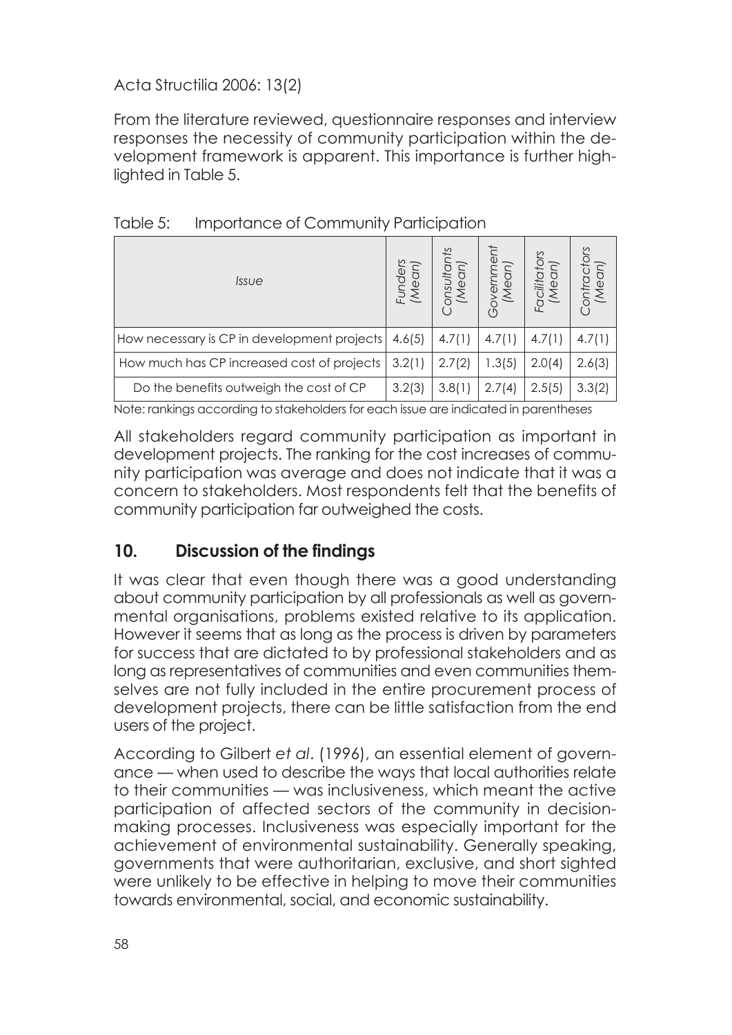From the literature reviewed, questionnaire responses and interview responses the necessity of community participation within the development framework is apparent. This importance is further highlighted in Table 5.

Table 5: Importance of Community Participation

| *Issue* | *Funders (Mean)* | *Consultants (Mean)* | *Government (Mean)* | *Facilitators (Mean)* | *Contractors (Mean)* |
|---|---|---|---|---|---|
| How necessary is CP in development projects | 4.6(5) | 4.7(1) | 4.7(1) | 4.7(1) | 4.7(1) |
| How much has CP increased cost of projects | 3.2(1) | 2.7(2) | 1.3(5) | 2.0(4) | 2.6(3) |
| Do the benefits outweigh the cost of CP | 3.2(3) | 3.8(1) | 2.7(4) | 2.5(5) | 3.3(2) |

Note: rankings according to stakeholders for each issue are indicated in parentheses

All stakeholders regard community participation as important in development projects. The ranking for the cost increases of community participation was average and does not indicate that it was a concern to stakeholders. Most respondents felt that the benefits of community participation far outweighed the costs.

## 10. Discussion of the findings

It was clear that even though there was a good understanding about community participation by all professionals as well as governmental organisations, problems existed relative to its application. However it seems that as long as the process is driven by parameters for success that are dictated to by professional stakeholders and as long as representatives of communities and even communities themselves are not fully included in the entire procurement process of development projects, there can be little satisfaction from the end users of the project.

According to Gilbert *et al*. (1996), an essential element of governance — when used to describe the ways that local authorities relate to their communities — was inclusiveness, which meant the active participation of affected sectors of the community in decision-making processes. Inclusiveness was especially important for the achievement of environmental sustainability. Generally speaking, governments that were authoritarian, exclusive, and short sighted were unlikely to be effective in helping to move their communities towards environmental, social, and economic sustainability.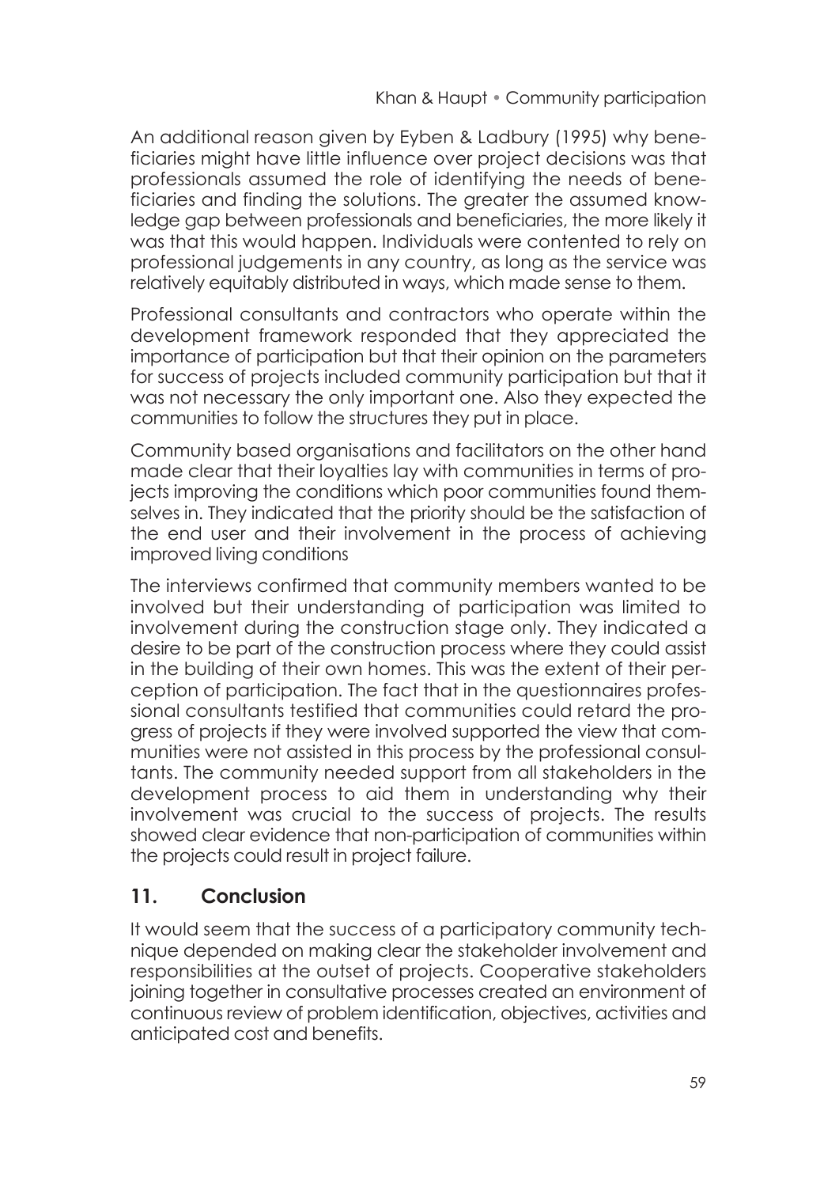An additional reason given by Eyben & Ladbury (1995) why beneficiaries might have little influence over project decisions was that professionals assumed the role of identifying the needs of beneficiaries and finding the solutions. The greater the assumed knowledge gap between professionals and beneficiaries, the more likely it was that this would happen. Individuals were contented to rely on professional judgements in any country, as long as the service was relatively equitably distributed in ways, which made sense to them.

Professional consultants and contractors who operate within the development framework responded that they appreciated the importance of participation but that their opinion on the parameters for success of projects included community participation but that it was not necessary the only important one. Also they expected the communities to follow the structures they put in place.

Community based organisations and facilitators on the other hand made clear that their loyalties lay with communities in terms of projects improving the conditions which poor communities found themselves in. They indicated that the priority should be the satisfaction of the end user and their involvement in the process of achieving improved living conditions

The interviews confirmed that community members wanted to be involved but their understanding of participation was limited to involvement during the construction stage only. They indicated a desire to be part of the construction process where they could assist in the building of their own homes. This was the extent of their perception of participation. The fact that in the questionnaires professional consultants testified that communities could retard the progress of projects if they were involved supported the view that communities were not assisted in this process by the professional consultants. The community needed support from all stakeholders in the development process to aid them in understanding why their involvement was crucial to the success of projects. The results showed clear evidence that non-participation of communities within the projects could result in project failure.

## 11. Conclusion

It would seem that the success of a participatory community technique depended on making clear the stakeholder involvement and responsibilities at the outset of projects. Cooperative stakeholders joining together in consultative processes created an environment of continuous review of problem identification, objectives, activities and anticipated cost and benefits.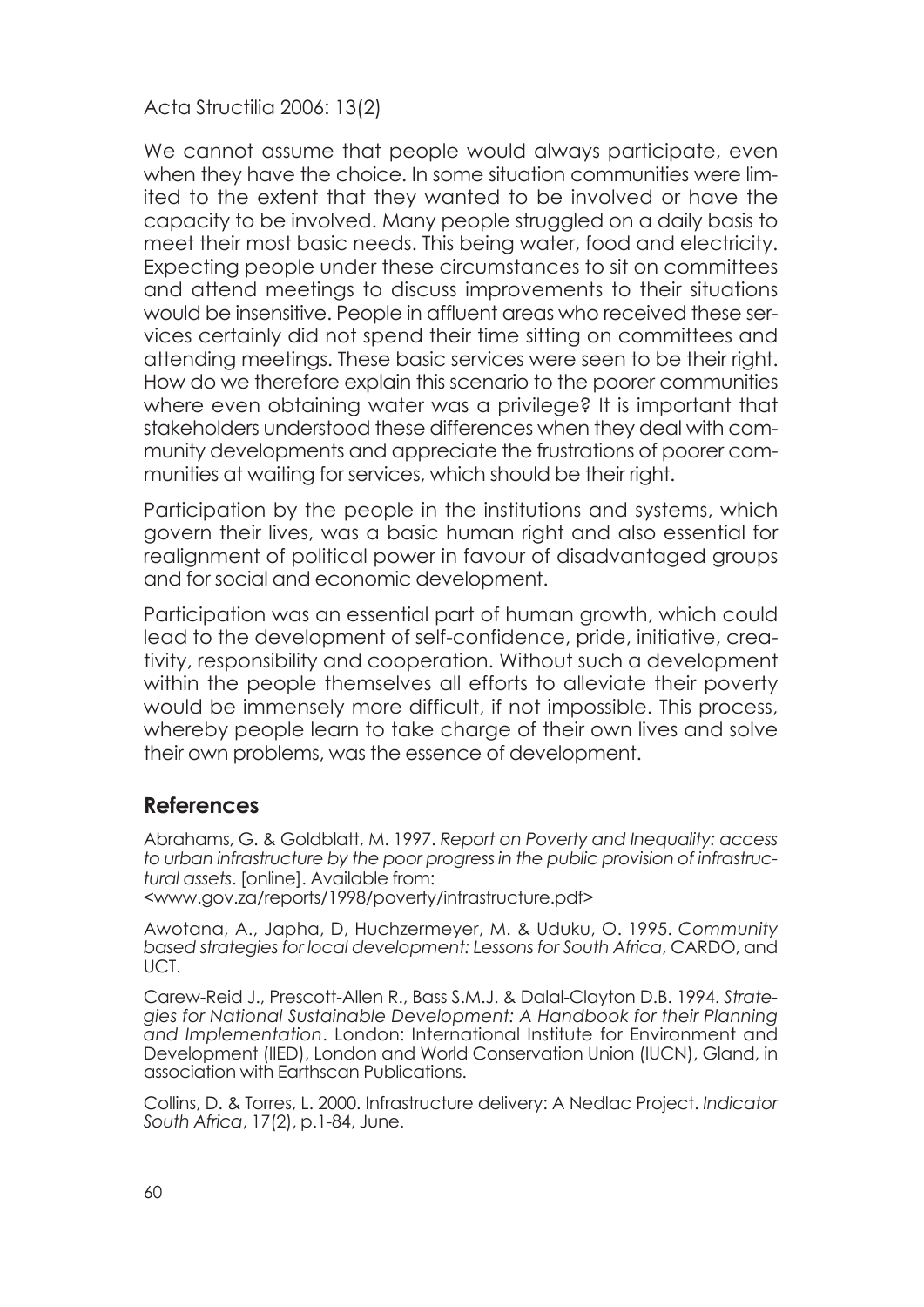We cannot assume that people would always participate, even when they have the choice. In some situation communities were limited to the extent that they wanted to be involved or have the capacity to be involved. Many people struggled on a daily basis to meet their most basic needs. This being water, food and electricity. Expecting people under these circumstances to sit on committees and attend meetings to discuss improvements to their situations would be insensitive. People in affluent areas who received these services certainly did not spend their time sitting on committees and attending meetings. These basic services were seen to be their right. How do we therefore explain this scenario to the poorer communities where even obtaining water was a privilege? It is important that stakeholders understood these differences when they deal with community developments and appreciate the frustrations of poorer communities at waiting for services, which should be their right.

Participation by the people in the institutions and systems, which govern their lives, was a basic human right and also essential for realignment of political power in favour of disadvantaged groups and for social and economic development.

Participation was an essential part of human growth, which could lead to the development of self-confidence, pride, initiative, creativity, responsibility and cooperation. Without such a development within the people themselves all efforts to alleviate their poverty would be immensely more difficult, if not impossible. This process, whereby people learn to take charge of their own lives and solve their own problems, was the essence of development.

## References

Abrahams, G. & Goldblatt, M. 1997. *Report on Poverty and Inequality: access to urban infrastructure by the poor progress in the public provision of infrastructural assets*. [online]. Available from: <www.gov.za/reports/1998/poverty/infrastructure.pdf>

Awotana, A., Japha, D, Huchzermeyer, M. & Uduku, O. 1995. *Community based strategies for local development: Lessons for South Africa*, CARDO, and UCT.

Carew-Reid J., Prescott-Allen R., Bass S.M.J. & Dalal-Clayton D.B. 1994. *Strategies for National Sustainable Development: A Handbook for their Planning and Implementation*. London: International Institute for Environment and Development (IIED), London and World Conservation Union (IUCN), Gland, in association with Earthscan Publications.

Collins, D. & Torres, L. 2000. Infrastructure delivery: A Nedlac Project. *Indicator South Africa*, 17(2), p.1-84, June.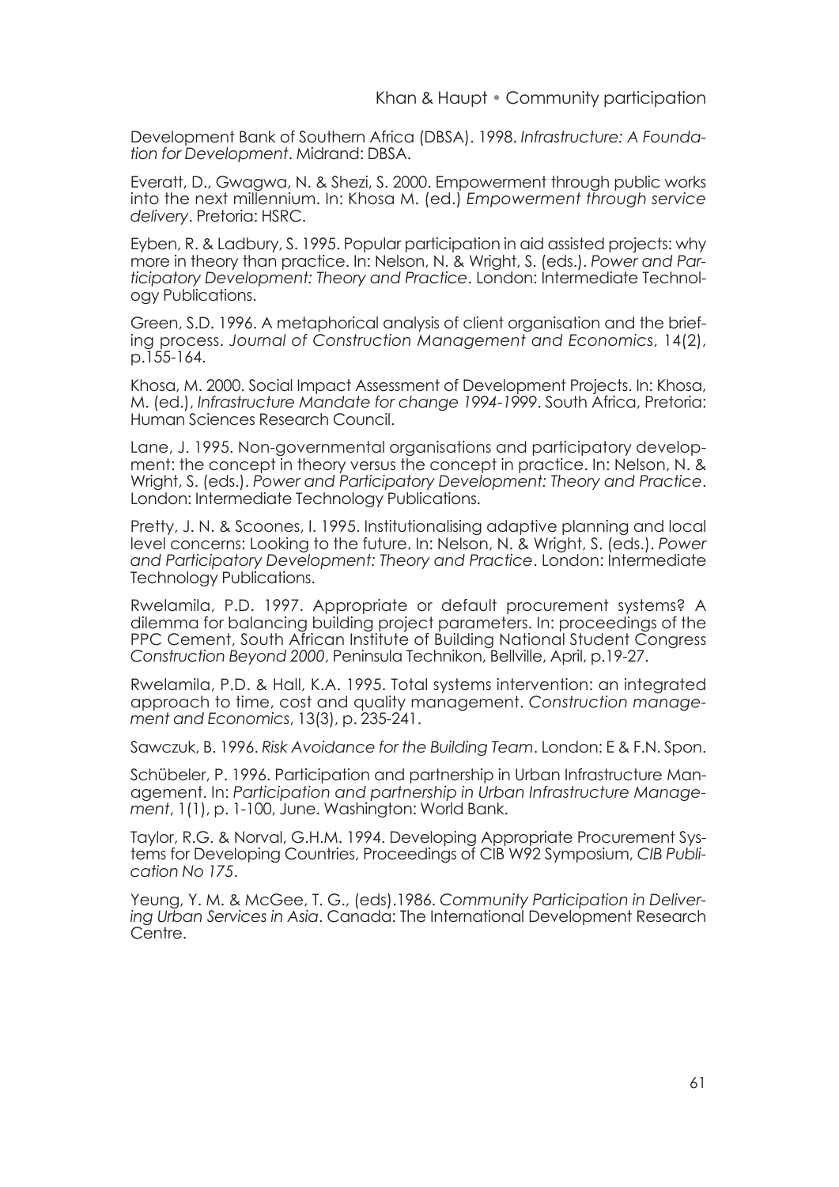Development Bank of Southern Africa (DBSA). 1998. *Infrastructure: A Foundation for Development*. Midrand: DBSA.

Everatt, D., Gwagwa, N. & Shezi, S. 2000. Empowerment through public works into the next millennium. In: Khosa M. (ed.) *Empowerment through service delivery*. Pretoria: HSRC.

Eyben, R. & Ladbury, S. 1995. Popular participation in aid assisted projects: why more in theory than practice. In: Nelson, N. & Wright, S. (eds.). *Power and Participatory Development: Theory and Practice*. London: Intermediate Technology Publications.

Green, S.D. 1996. A metaphorical analysis of client organisation and the briefing process. *Journal of Construction Management and Economics*, 14(2), p.155-164.

Khosa, M. 2000. Social Impact Assessment of Development Projects. In: Khosa, M. (ed.), *Infrastructure Mandate for change 1994-1999*. South Africa, Pretoria: Human Sciences Research Council.

Lane, J. 1995. Non-governmental organisations and participatory development: the concept in theory versus the concept in practice. In: Nelson, N. & Wright, S. (eds.). *Power and Participatory Development: Theory and Practice*. London: Intermediate Technology Publications.

Pretty, J. N. & Scoones, I. 1995. Institutionalising adaptive planning and local level concerns: Looking to the future. In: Nelson, N. & Wright, S. (eds.). *Power and Participatory Development: Theory and Practice*. London: Intermediate Technology Publications.

Rwelamila, P.D. 1997. Appropriate or default procurement systems? A dilemma for balancing building project parameters. In: proceedings of the PPC Cement, South African Institute of Building National Student Congress *Construction Beyond 2000*, Peninsula Technikon, Bellville, April, p.19-27.

Rwelamila, P.D. & Hall, K.A. 1995. Total systems intervention: an integrated approach to time, cost and quality management. *Construction management and Economics*, 13(3), p. 235-241.

Sawczuk, B. 1996. *Risk Avoidance for the Building Team*. London: E & F.N. Spon.

Schübeler, P. 1996. Participation and partnership in Urban Infrastructure Management. In: *Participation and partnership in Urban Infrastructure Management*, 1(1), p. 1-100, June. Washington: World Bank.

Taylor, R.G. & Norval, G.H.M. 1994. Developing Appropriate Procurement Systems for Developing Countries, Proceedings of CIB W92 Symposium, *CIB Publication No 175*.

Yeung, Y. M. & McGee, T. G., (eds).1986. *Community Participation in Delivering Urban Services in Asia*. Canada: The International Development Research Centre.